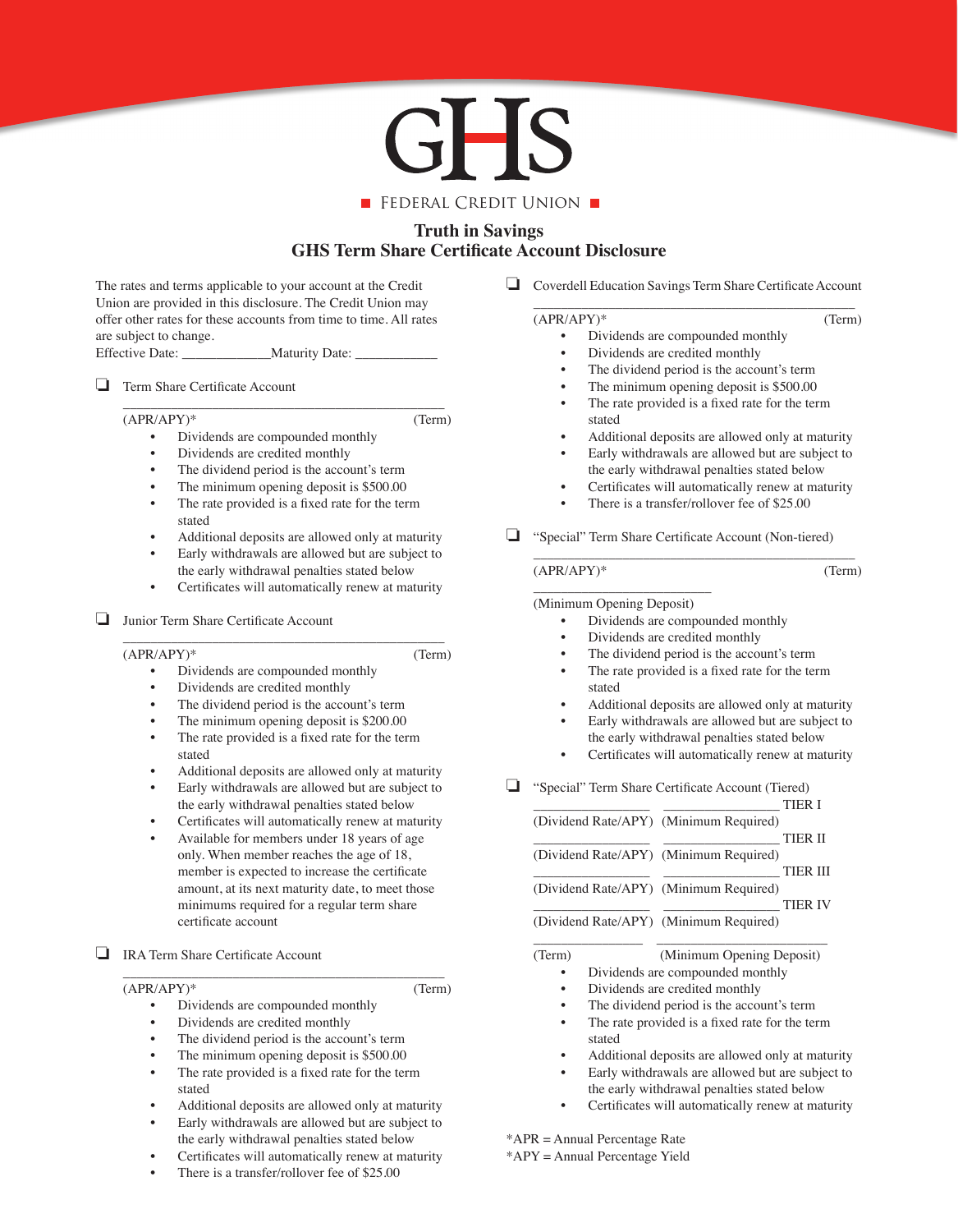# GHS

FEDERAL CREDIT UNION

## Truth in Savings
## GHS Term Share Certificate Account Disclosure

The rates and terms applicable to your account at the Credit Union are provided in this disclosure. The Credit Union may offer other rates for these accounts from time to time. All rates are subject to change.

Effective Date: ____________Maturity Date: ___________

❑ Term Share Certificate Account

______________________________________________

(APR/APY)* (Term)

- Dividends are compounded monthly
- Dividends are credited monthly
- The dividend period is the account's term
- The minimum opening deposit is $500.00
- The rate provided is a fixed rate for the term stated
- Additional deposits are allowed only at maturity
- Early withdrawals are allowed but are subject to the early withdrawal penalties stated below
- Certificates will automatically renew at maturity

❑ Junior Term Share Certificate Account

______________________________________________

(APR/APY)* (Term)

- Dividends are compounded monthly
- Dividends are credited monthly
- The dividend period is the account's term
- The minimum opening deposit is $200.00
- The rate provided is a fixed rate for the term stated
- Additional deposits are allowed only at maturity
- Early withdrawals are allowed but are subject to the early withdrawal penalties stated below
- Certificates will automatically renew at maturity
- Available for members under 18 years of age only. When member reaches the age of 18, member is expected to increase the certificate amount, at its next maturity date, to meet those minimums required for a regular term share certificate account

❑ IRA Term Share Certificate Account

______________________________________________

(APR/APY)* (Term)

- Dividends are compounded monthly
- Dividends are credited monthly
- The dividend period is the account's term
- The minimum opening deposit is $500.00
- The rate provided is a fixed rate for the term stated
- Additional deposits are allowed only at maturity
- Early withdrawals are allowed but are subject to the early withdrawal penalties stated below
- Certificates will automatically renew at maturity
- There is a transfer/rollover fee of $25.00

❑ Coverdell Education Savings Term Share Certificate Account

______________________________________________

(APR/APY)* (Term)

- Dividends are compounded monthly
- Dividends are credited monthly
- The dividend period is the account's term
- The minimum opening deposit is $500.00
- The rate provided is a fixed rate for the term stated
- Additional deposits are allowed only at maturity
- Early withdrawals are allowed but are subject to the early withdrawal penalties stated below
- Certificates will automatically renew at maturity
- There is a transfer/rollover fee of $25.00

❑ "Special" Term Share Certificate Account (Non-tiered)

______________________________________________

(APR/APY)* (Term)

______________________

(Minimum Opening Deposit)

- Dividends are compounded monthly
- Dividends are credited monthly
- The dividend period is the account's term
- The rate provided is a fixed rate for the term stated
- Additional deposits are allowed only at maturity
- Early withdrawals are allowed but are subject to the early withdrawal penalties stated below
- Certificates will automatically renew at maturity

❑ "Special" Term Share Certificate Account (Tiered)

| ______________ | ______________ | TIER I |
|---|---|---|
| (Dividend Rate/APY) | (Minimum Required) | |
| ______________ | ______________ | TIER II |
| (Dividend Rate/APY) | (Minimum Required) | |
| ______________ | ______________ | TIER III |
| (Dividend Rate/APY) | (Minimum Required) | |
| ______________ | ______________ | TIER IV |
| (Dividend Rate/APY) | (Minimum Required) | |
| ______________ | ______________ | |
| (Term) | (Minimum Opening Deposit) | |

- Dividends are compounded monthly
- Dividends are credited monthly
- The dividend period is the account's term
- The rate provided is a fixed rate for the term stated
- Additional deposits are allowed only at maturity
- Early withdrawals are allowed but are subject to the early withdrawal penalties stated below
- Certificates will automatically renew at maturity

*APR = Annual Percentage Rate

*APY = Annual Percentage Yield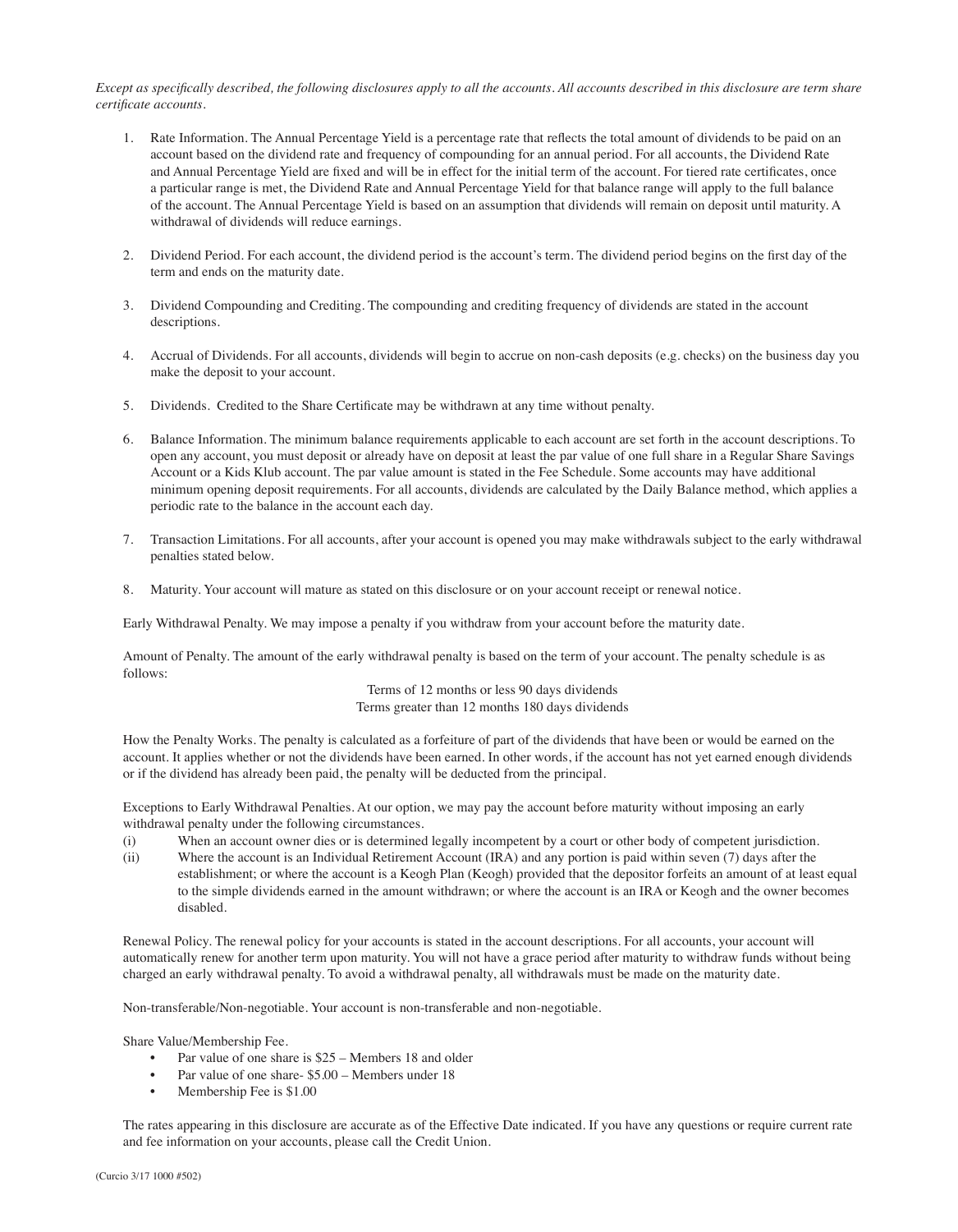*Except as specifically described, the following disclosures apply to all the accounts. All accounts described in this disclosure are term share certificate accounts.*

1. Rate Information. The Annual Percentage Yield is a percentage rate that reflects the total amount of dividends to be paid on an account based on the dividend rate and frequency of compounding for an annual period. For all accounts, the Dividend Rate and Annual Percentage Yield are fixed and will be in effect for the initial term of the account. For tiered rate certificates, once a particular range is met, the Dividend Rate and Annual Percentage Yield for that balance range will apply to the full balance of the account. The Annual Percentage Yield is based on an assumption that dividends will remain on deposit until maturity. A withdrawal of dividends will reduce earnings.

2. Dividend Period. For each account, the dividend period is the account's term. The dividend period begins on the first day of the term and ends on the maturity date.

3. Dividend Compounding and Crediting. The compounding and crediting frequency of dividends are stated in the account descriptions.

4. Accrual of Dividends. For all accounts, dividends will begin to accrue on non-cash deposits (e.g. checks) on the business day you make the deposit to your account.

5. Dividends. Credited to the Share Certificate may be withdrawn at any time without penalty.

6. Balance Information. The minimum balance requirements applicable to each account are set forth in the account descriptions. To open any account, you must deposit or already have on deposit at least the par value of one full share in a Regular Share Savings Account or a Kids Klub account. The par value amount is stated in the Fee Schedule. Some accounts may have additional minimum opening deposit requirements. For all accounts, dividends are calculated by the Daily Balance method, which applies a periodic rate to the balance in the account each day.

7. Transaction Limitations. For all accounts, after your account is opened you may make withdrawals subject to the early withdrawal penalties stated below.

8. Maturity. Your account will mature as stated on this disclosure or on your account receipt or renewal notice.

Early Withdrawal Penalty. We may impose a penalty if you withdraw from your account before the maturity date.

Amount of Penalty. The amount of the early withdrawal penalty is based on the term of your account. The penalty schedule is as follows:

Terms of 12 months or less 90 days dividends
Terms greater than 12 months 180 days dividends

How the Penalty Works. The penalty is calculated as a forfeiture of part of the dividends that have been or would be earned on the account. It applies whether or not the dividends have been earned. In other words, if the account has not yet earned enough dividends or if the dividend has already been paid, the penalty will be deducted from the principal.

Exceptions to Early Withdrawal Penalties. At our option, we may pay the account before maturity without imposing an early withdrawal penalty under the following circumstances.

(i) When an account owner dies or is determined legally incompetent by a court or other body of competent jurisdiction.

(ii) Where the account is an Individual Retirement Account (IRA) and any portion is paid within seven (7) days after the establishment; or where the account is a Keogh Plan (Keogh) provided that the depositor forfeits an amount of at least equal to the simple dividends earned in the amount withdrawn; or where the account is an IRA or Keogh and the owner becomes disabled.

Renewal Policy. The renewal policy for your accounts is stated in the account descriptions. For all accounts, your account will automatically renew for another term upon maturity. You will not have a grace period after maturity to withdraw funds without being charged an early withdrawal penalty. To avoid a withdrawal penalty, all withdrawals must be made on the maturity date.

Non-transferable/Non-negotiable. Your account is non-transferable and non-negotiable.

Share Value/Membership Fee.

- Par value of one share is $25 – Members 18 and older
- Par value of one share- $5.00 – Members under 18
- Membership Fee is $1.00

The rates appearing in this disclosure are accurate as of the Effective Date indicated. If you have any questions or require current rate and fee information on your accounts, please call the Credit Union.

(Curcio 3/17 1000 #502)